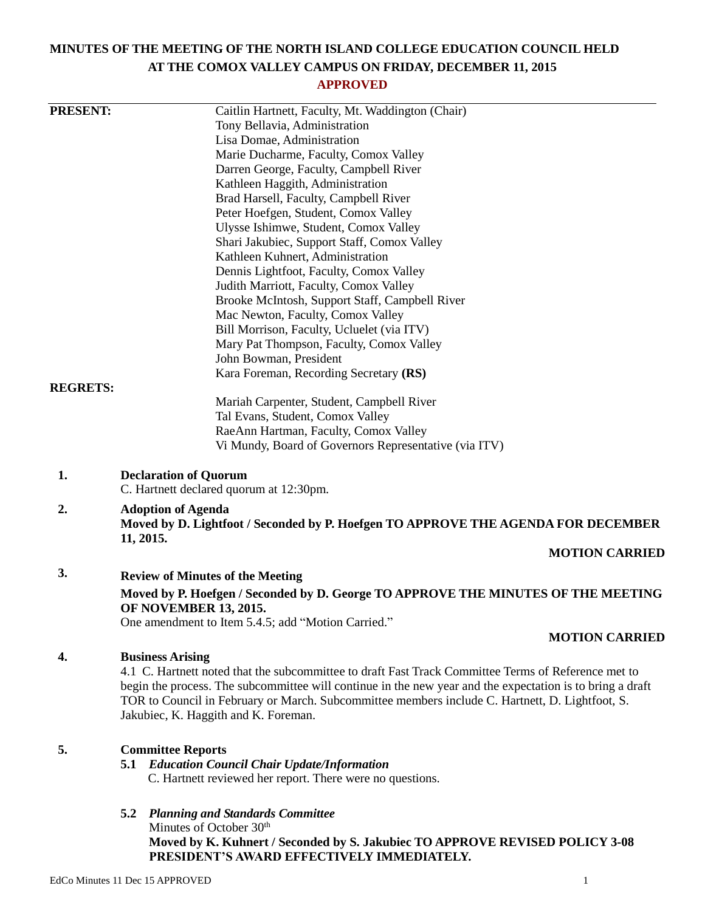# MINUTES OF THE MEETING OF THE NORTH ISLAND COLLEGE EDUCATION COUNCIL HELD AT THE COMOX VALLEY CAMPUS ON FRIDAY, DECEMBER 11, 2015

**APPROVED**

**PRESENT:**

Caitlin Hartnett, Faculty, Mt. Waddington (Chair)
Tony Bellavia, Administration
Lisa Domae, Administration
Marie Ducharme, Faculty, Comox Valley
Darren George, Faculty, Campbell River
Kathleen Haggith, Administration
Brad Harsell, Faculty, Campbell River
Peter Hoefgen, Student, Comox Valley
Ulysse Ishimwe, Student, Comox Valley
Shari Jakubiec, Support Staff, Comox Valley
Kathleen Kuhnert, Administration
Dennis Lightfoot, Faculty, Comox Valley
Judith Marriott, Faculty, Comox Valley
Brooke McIntosh, Support Staff, Campbell River
Mac Newton, Faculty, Comox Valley
Bill Morrison, Faculty, Ucluelet (via ITV)
Mary Pat Thompson, Faculty, Comox Valley
John Bowman, President
Kara Foreman, Recording Secretary **(RS)**

**REGRETS:**

Mariah Carpenter, Student, Campbell River
Tal Evans, Student, Comox Valley
RaeAnn Hartman, Faculty, Comox Valley
Vi Mundy, Board of Governors Representative (via ITV)

**1. Declaration of Quorum**

C. Hartnett declared quorum at 12:30pm.

**2. Adoption of Agenda**

**Moved by D. Lightfoot / Seconded by P. Hoefgen TO APPROVE THE AGENDA FOR DECEMBER 11, 2015.**

**MOTION CARRIED**

**3. Review of Minutes of the Meeting**

**Moved by P. Hoefgen / Seconded by D. George TO APPROVE THE MINUTES OF THE MEETING OF NOVEMBER 13, 2015.**

One amendment to Item 5.4.5; add "Motion Carried."

**MOTION CARRIED**

**4. Business Arising**

4.1 C. Hartnett noted that the subcommittee to draft Fast Track Committee Terms of Reference met to begin the process. The subcommittee will continue in the new year and the expectation is to bring a draft TOR to Council in February or March. Subcommittee members include C. Hartnett, D. Lightfoot, S. Jakubiec, K. Haggith and K. Foreman.

**5. Committee Reports**

**5.1** ***Education Council Chair Update/Information***

C. Hartnett reviewed her report. There were no questions.

**5.2** ***Planning and Standards Committee***

Minutes of October 30th

**Moved by K. Kuhnert / Seconded by S. Jakubiec TO APPROVE REVISED POLICY 3-08 PRESIDENT'S AWARD EFFECTIVELY IMMEDIATELY.**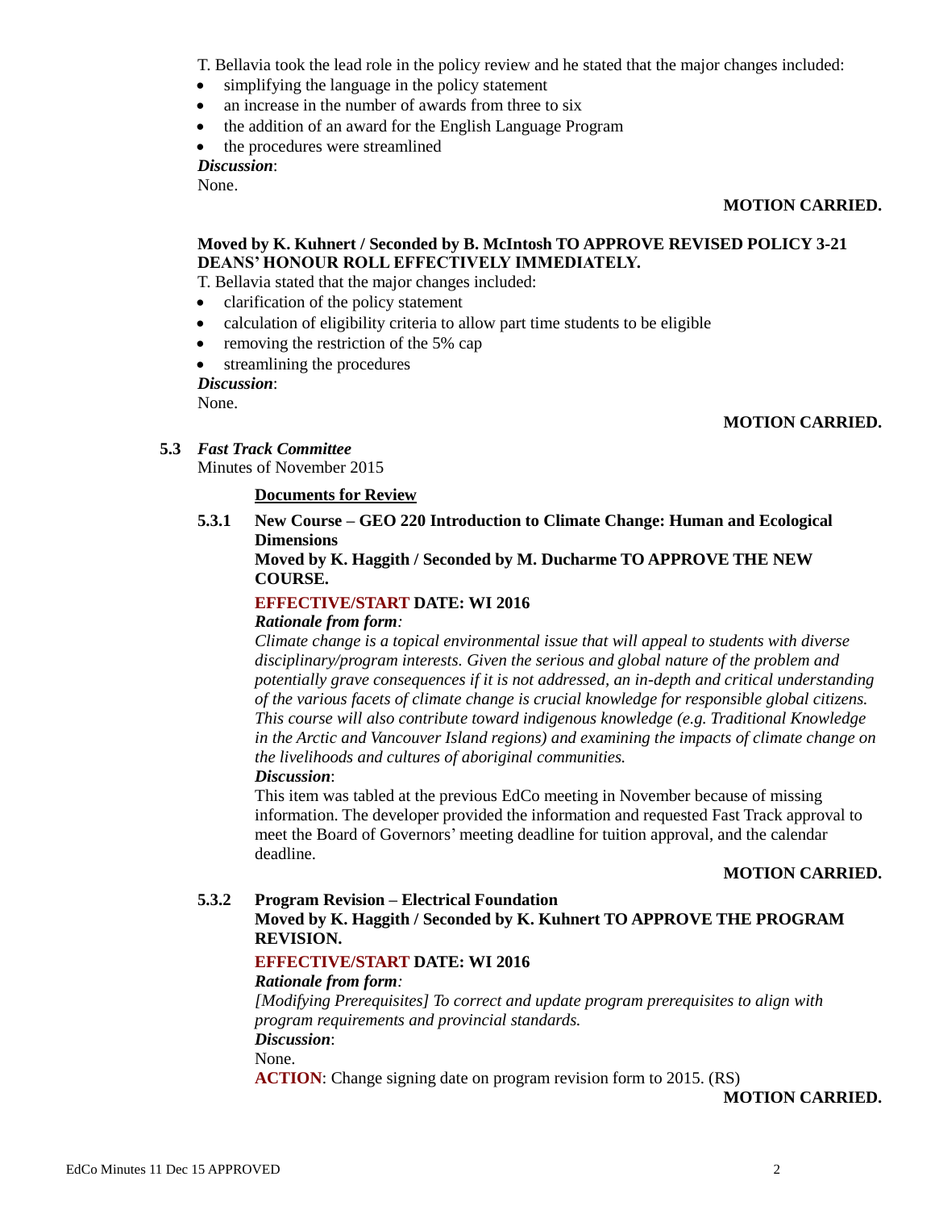T. Bellavia took the lead role in the policy review and he stated that the major changes included:

- simplifying the language in the policy statement
- an increase in the number of awards from three to six
- the addition of an award for the English Language Program
- the procedures were streamlined

***Discussion***:

None.

**MOTION CARRIED.**

**Moved by K. Kuhnert / Seconded by B. McIntosh TO APPROVE REVISED POLICY 3-21 DEANS' HONOUR ROLL EFFECTIVELY IMMEDIATELY.**

T. Bellavia stated that the major changes included:

- clarification of the policy statement
- calculation of eligibility criteria to allow part time students to be eligible
- removing the restriction of the 5% cap
- streamlining the procedures

***Discussion***:

None.

**MOTION CARRIED.**

**5.3** ***Fast Track Committee***

Minutes of November 2015

**Documents for Review**

**5.3.1 New Course – GEO 220 Introduction to Climate Change: Human and Ecological Dimensions**

**Moved by K. Haggith / Seconded by M. Ducharme TO APPROVE THE NEW COURSE.**

**EFFECTIVE/START DATE: WI 2016**

***Rationale from form:***

*Climate change is a topical environmental issue that will appeal to students with diverse disciplinary/program interests. Given the serious and global nature of the problem and potentially grave consequences if it is not addressed, an in-depth and critical understanding of the various facets of climate change is crucial knowledge for responsible global citizens. This course will also contribute toward indigenous knowledge (e.g. Traditional Knowledge in the Arctic and Vancouver Island regions) and examining the impacts of climate change on the livelihoods and cultures of aboriginal communities.*

***Discussion***:

This item was tabled at the previous EdCo meeting in November because of missing information. The developer provided the information and requested Fast Track approval to meet the Board of Governors' meeting deadline for tuition approval, and the calendar deadline.

**MOTION CARRIED.**

**5.3.2 Program Revision – Electrical Foundation**

**Moved by K. Haggith / Seconded by K. Kuhnert TO APPROVE THE PROGRAM REVISION.**

**EFFECTIVE/START DATE: WI 2016**

***Rationale from form:***

*[Modifying Prerequisites] To correct and update program prerequisites to align with program requirements and provincial standards.*

***Discussion***:

None.

**ACTION**: Change signing date on program revision form to 2015. (RS)

**MOTION CARRIED.**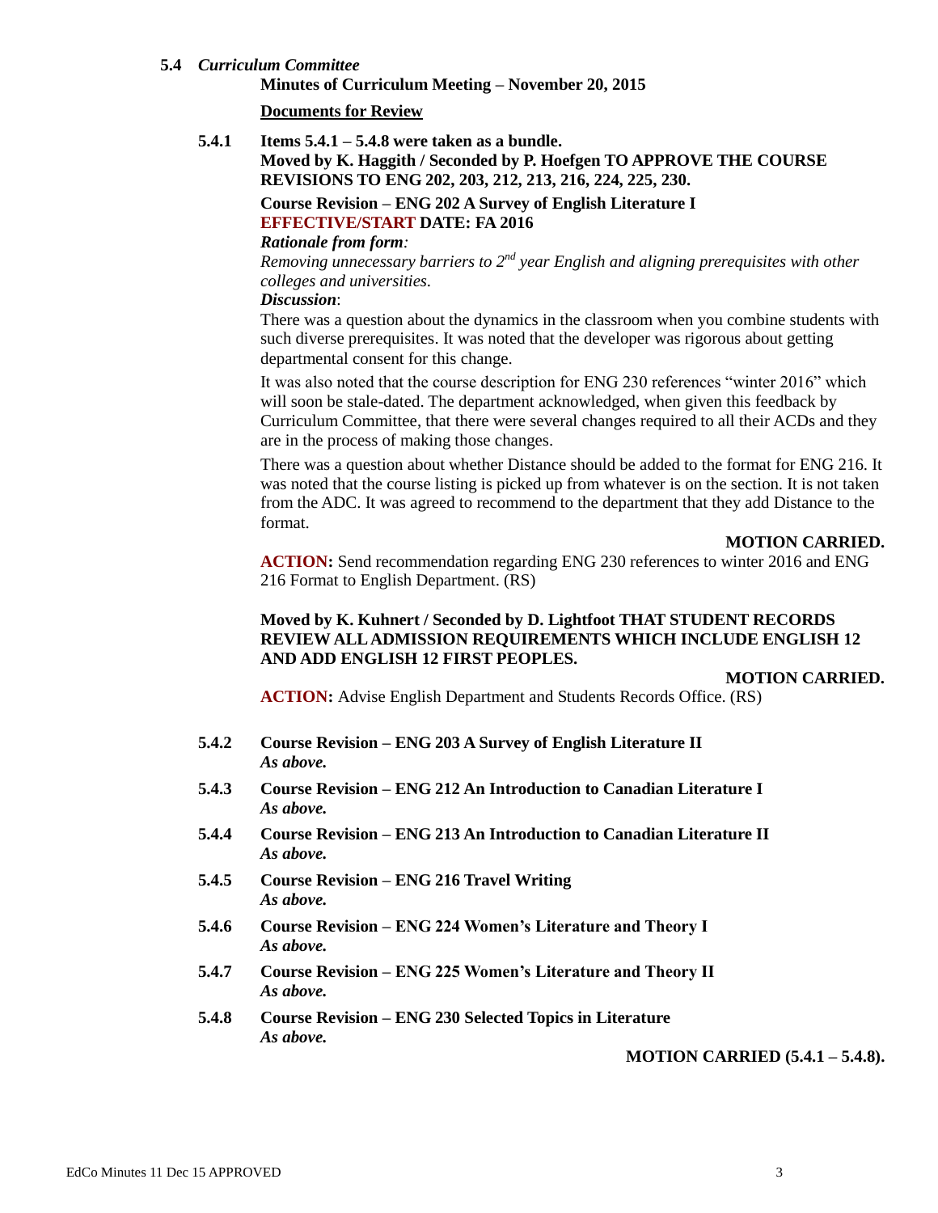**5.4** ***Curriculum Committee***

**Minutes of Curriculum Meeting – November 20, 2015**

**Documents for Review**

**5.4.1 Items 5.4.1 – 5.4.8 were taken as a bundle.**

**Moved by K. Haggith / Seconded by P. Hoefgen TO APPROVE THE COURSE REVISIONS TO ENG 202, 203, 212, 213, 216, 224, 225, 230.**

**Course Revision – ENG 202 A Survey of English Literature I**

**EFFECTIVE/START DATE: FA 2016**

***Rationale from form:***

*Removing unnecessary barriers to 2nd year English and aligning prerequisites with other colleges and universities.*

***Discussion*:**

There was a question about the dynamics in the classroom when you combine students with such diverse prerequisites. It was noted that the developer was rigorous about getting departmental consent for this change.

It was also noted that the course description for ENG 230 references "winter 2016" which will soon be stale-dated. The department acknowledged, when given this feedback by Curriculum Committee, that there were several changes required to all their ACDs and they are in the process of making those changes.

There was a question about whether Distance should be added to the format for ENG 216. It was noted that the course listing is picked up from whatever is on the section. It is not taken from the ADC. It was agreed to recommend to the department that they add Distance to the format.

**MOTION CARRIED.**

**ACTION:** Send recommendation regarding ENG 230 references to winter 2016 and ENG 216 Format to English Department. (RS)

**Moved by K. Kuhnert / Seconded by D. Lightfoot THAT STUDENT RECORDS REVIEW ALL ADMISSION REQUIREMENTS WHICH INCLUDE ENGLISH 12 AND ADD ENGLISH 12 FIRST PEOPLES.**

**MOTION CARRIED.**

**ACTION:** Advise English Department and Students Records Office. (RS)

**5.4.2 Course Revision – ENG 203 A Survey of English Literature II**
***As above.***

**5.4.3 Course Revision – ENG 212 An Introduction to Canadian Literature I**
***As above.***

**5.4.4 Course Revision – ENG 213 An Introduction to Canadian Literature II**
***As above.***

**5.4.5 Course Revision – ENG 216 Travel Writing**
***As above.***

**5.4.6 Course Revision – ENG 224 Women's Literature and Theory I**
***As above.***

**5.4.7 Course Revision – ENG 225 Women's Literature and Theory II**
***As above.***

**5.4.8 Course Revision – ENG 230 Selected Topics in Literature**
***As above.***

**MOTION CARRIED (5.4.1 – 5.4.8).**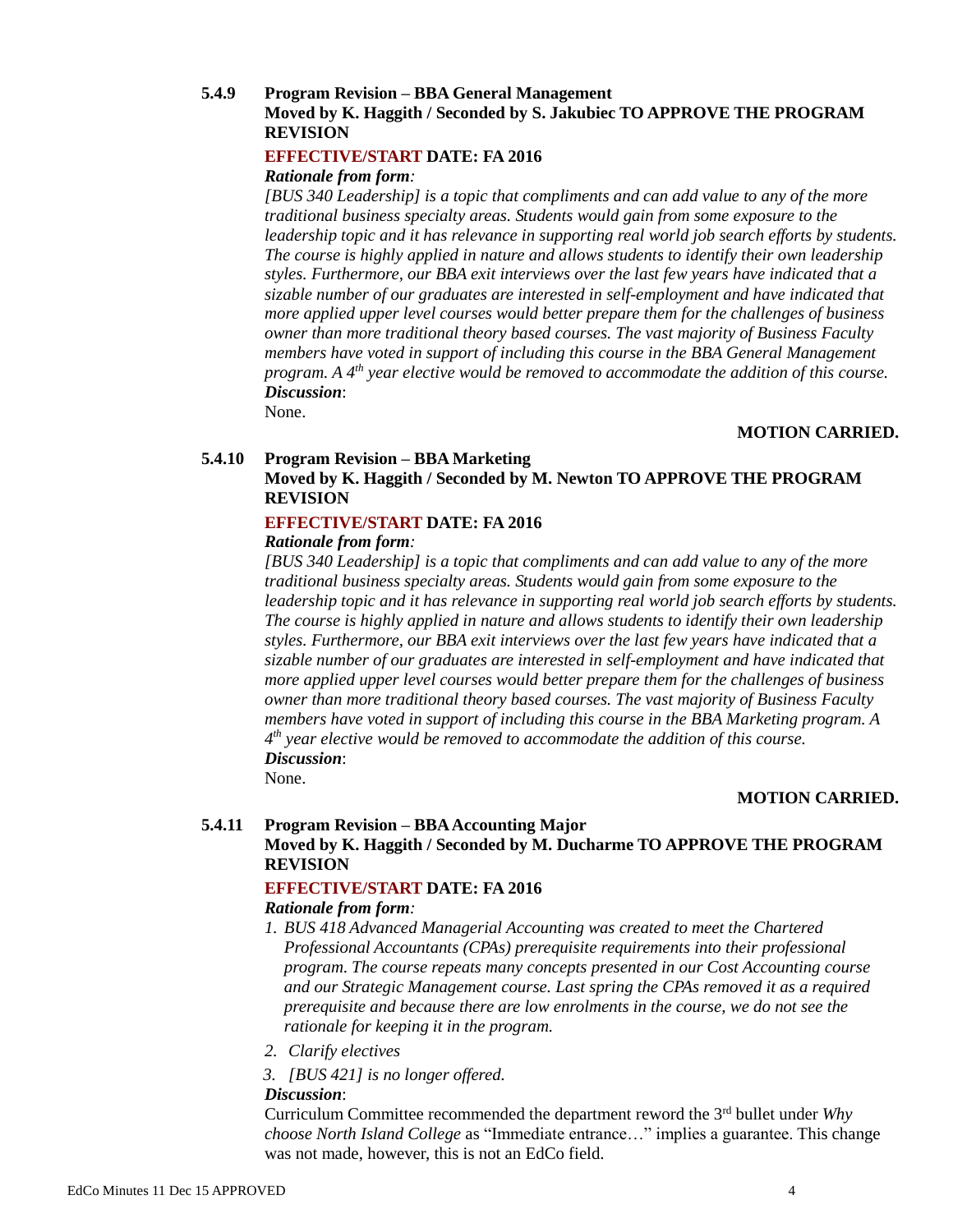### 5.4.9 Program Revision – BBA General Management

**Moved by K. Haggith / Seconded by S. Jakubiec TO APPROVE THE PROGRAM REVISION**

**EFFECTIVE/START DATE: FA 2016**

***Rationale from form:***

*[BUS 340 Leadership] is a topic that compliments and can add value to any of the more traditional business specialty areas. Students would gain from some exposure to the leadership topic and it has relevance in supporting real world job search efforts by students. The course is highly applied in nature and allows students to identify their own leadership styles. Furthermore, our BBA exit interviews over the last few years have indicated that a sizable number of our graduates are interested in self-employment and have indicated that more applied upper level courses would better prepare them for the challenges of business owner than more traditional theory based courses. The vast majority of Business Faculty members have voted in support of including this course in the BBA General Management program. A 4th year elective would be removed to accommodate the addition of this course.*

***Discussion***:

None.

**MOTION CARRIED.**

### 5.4.10 Program Revision – BBA Marketing

**Moved by K. Haggith / Seconded by M. Newton TO APPROVE THE PROGRAM REVISION**

**EFFECTIVE/START DATE: FA 2016**

***Rationale from form:***

*[BUS 340 Leadership] is a topic that compliments and can add value to any of the more traditional business specialty areas. Students would gain from some exposure to the leadership topic and it has relevance in supporting real world job search efforts by students. The course is highly applied in nature and allows students to identify their own leadership styles. Furthermore, our BBA exit interviews over the last few years have indicated that a sizable number of our graduates are interested in self-employment and have indicated that more applied upper level courses would better prepare them for the challenges of business owner than more traditional theory based courses. The vast majority of Business Faculty members have voted in support of including this course in the BBA Marketing program. A 4th year elective would be removed to accommodate the addition of this course.*

***Discussion***:

None.

**MOTION CARRIED.**

### 5.4.11 Program Revision – BBA Accounting Major

**Moved by K. Haggith / Seconded by M. Ducharme TO APPROVE THE PROGRAM REVISION**

**EFFECTIVE/START DATE: FA 2016**

***Rationale from form:***

1. *BUS 418 Advanced Managerial Accounting was created to meet the Chartered Professional Accountants (CPAs) prerequisite requirements into their professional program. The course repeats many concepts presented in our Cost Accounting course and our Strategic Management course. Last spring the CPAs removed it as a required prerequisite and because there are low enrolments in the course, we do not see the rationale for keeping it in the program.*
2. *Clarify electives*
3. *[BUS 421] is no longer offered.*

***Discussion***:

Curriculum Committee recommended the department reword the 3rd bullet under *Why choose North Island College* as "Immediate entrance…" implies a guarantee. This change was not made, however, this is not an EdCo field.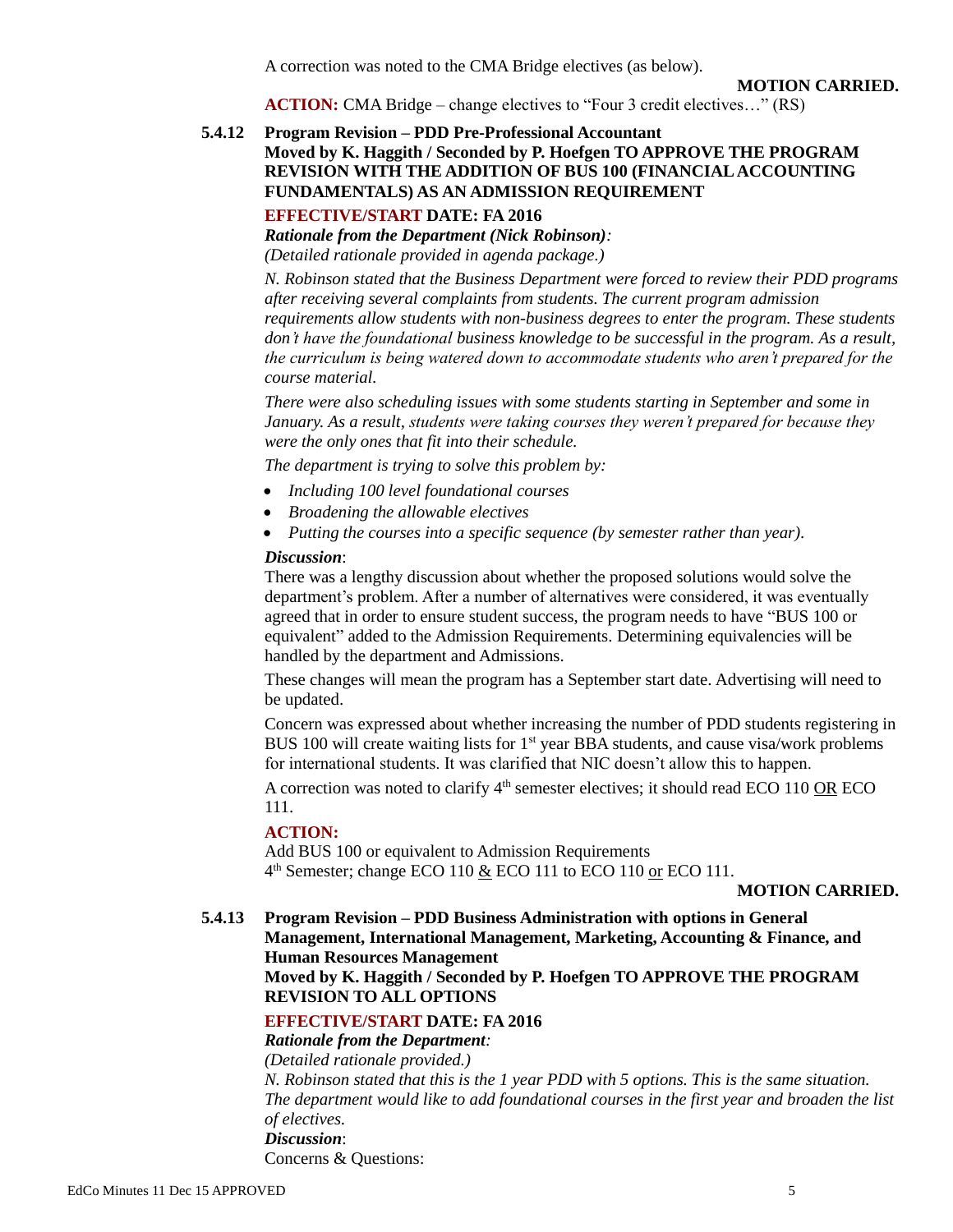A correction was noted to the CMA Bridge electives (as below).

**MOTION CARRIED.**

**ACTION:** CMA Bridge – change electives to "Four 3 credit electives…" (RS)

**5.4.12 Program Revision – PDD Pre-Professional Accountant**
**Moved by K. Haggith / Seconded by P. Hoefgen TO APPROVE THE PROGRAM REVISION WITH THE ADDITION OF BUS 100 (FINANCIAL ACCOUNTING FUNDAMENTALS) AS AN ADMISSION REQUIREMENT**

**EFFECTIVE/START DATE: FA 2016**

***Rationale from the Department (Nick Robinson):***

*(Detailed rationale provided in agenda package.)*

*N. Robinson stated that the Business Department were forced to review their PDD programs after receiving several complaints from students. The current program admission requirements allow students with non-business degrees to enter the program. These students don't have the foundational business knowledge to be successful in the program. As a result, the curriculum is being watered down to accommodate students who aren't prepared for the course material.*

*There were also scheduling issues with some students starting in September and some in January. As a result, students were taking courses they weren't prepared for because they were the only ones that fit into their schedule.*

*The department is trying to solve this problem by:*

- *Including 100 level foundational courses*
- *Broadening the allowable electives*
- *Putting the courses into a specific sequence (by semester rather than year).*

***Discussion***:

There was a lengthy discussion about whether the proposed solutions would solve the department's problem. After a number of alternatives were considered, it was eventually agreed that in order to ensure student success, the program needs to have "BUS 100 or equivalent" added to the Admission Requirements. Determining equivalencies will be handled by the department and Admissions.

These changes will mean the program has a September start date. Advertising will need to be updated.

Concern was expressed about whether increasing the number of PDD students registering in BUS 100 will create waiting lists for 1st year BBA students, and cause visa/work problems for international students. It was clarified that NIC doesn't allow this to happen.

A correction was noted to clarify 4th semester electives; it should read ECO 110 OR ECO 111.

**ACTION:**

Add BUS 100 or equivalent to Admission Requirements
4th Semester; change ECO 110 & ECO 111 to ECO 110 or ECO 111.

**MOTION CARRIED.**

**5.4.13 Program Revision – PDD Business Administration with options in General Management, International Management, Marketing, Accounting & Finance, and Human Resources Management**
**Moved by K. Haggith / Seconded by P. Hoefgen TO APPROVE THE PROGRAM REVISION TO ALL OPTIONS**

**EFFECTIVE/START DATE: FA 2016**

***Rationale from the Department:***

*(Detailed rationale provided.)*

*N. Robinson stated that this is the 1 year PDD with 5 options. This is the same situation. The department would like to add foundational courses in the first year and broaden the list of electives.*

***Discussion***:

Concerns & Questions: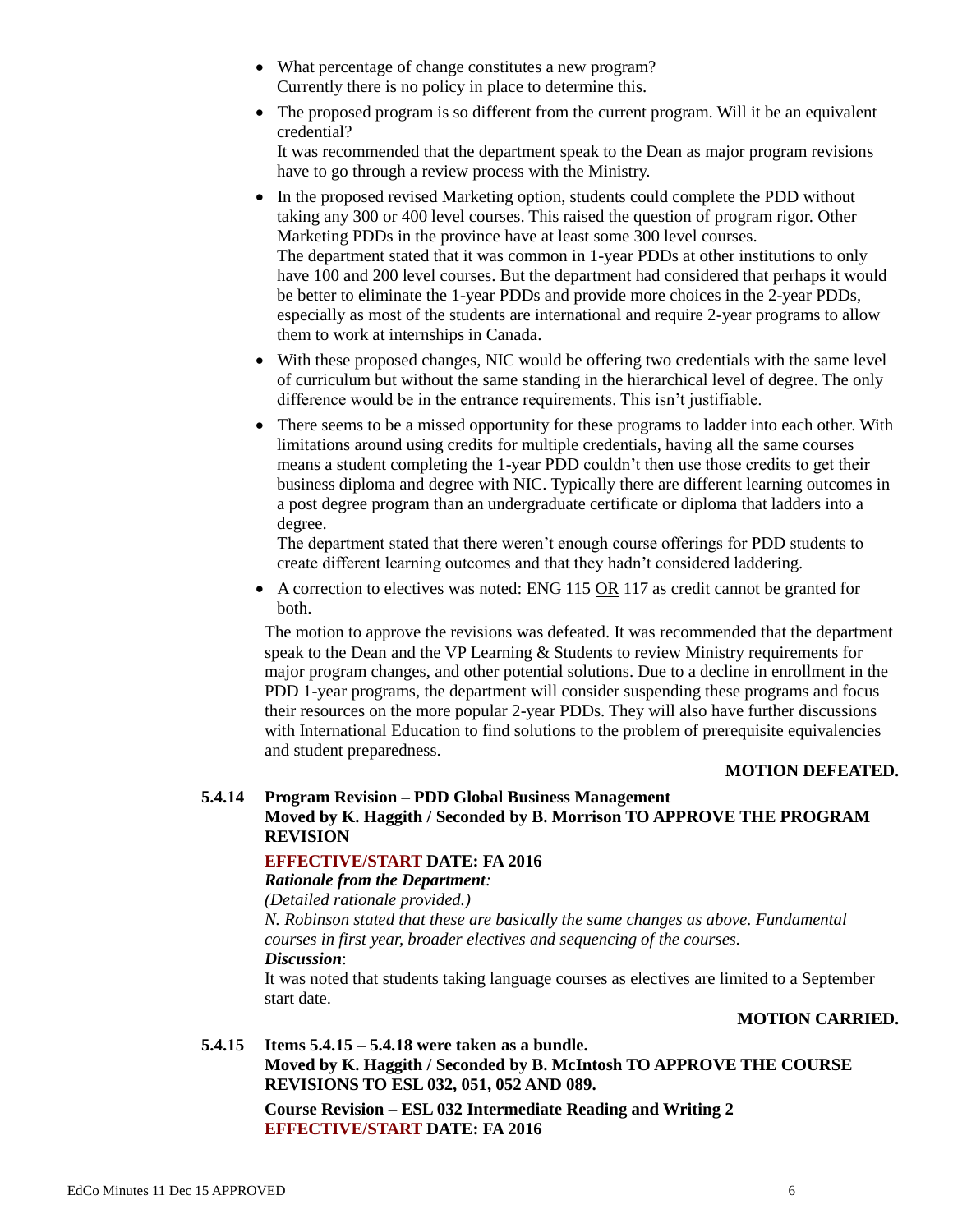- What percentage of change constitutes a new program?
  Currently there is no policy in place to determine this.
- The proposed program is so different from the current program. Will it be an equivalent credential?
  It was recommended that the department speak to the Dean as major program revisions have to go through a review process with the Ministry.
- In the proposed revised Marketing option, students could complete the PDD without taking any 300 or 400 level courses. This raised the question of program rigor. Other Marketing PDDs in the province have at least some 300 level courses.
  The department stated that it was common in 1-year PDDs at other institutions to only have 100 and 200 level courses. But the department had considered that perhaps it would be better to eliminate the 1-year PDDs and provide more choices in the 2-year PDDs, especially as most of the students are international and require 2-year programs to allow them to work at internships in Canada.
- With these proposed changes, NIC would be offering two credentials with the same level of curriculum but without the same standing in the hierarchical level of degree. The only difference would be in the entrance requirements. This isn't justifiable.
- There seems to be a missed opportunity for these programs to ladder into each other. With limitations around using credits for multiple credentials, having all the same courses means a student completing the 1-year PDD couldn't then use those credits to get their business diploma and degree with NIC. Typically there are different learning outcomes in a post degree program than an undergraduate certificate or diploma that ladders into a degree.
  The department stated that there weren't enough course offerings for PDD students to create different learning outcomes and that they hadn't considered laddering.
- A correction to electives was noted: ENG 115 OR 117 as credit cannot be granted for both.

The motion to approve the revisions was defeated. It was recommended that the department speak to the Dean and the VP Learning & Students to review Ministry requirements for major program changes, and other potential solutions. Due to a decline in enrollment in the PDD 1-year programs, the department will consider suspending these programs and focus their resources on the more popular 2-year PDDs. They will also have further discussions with International Education to find solutions to the problem of prerequisite equivalencies and student preparedness.

**MOTION DEFEATED.**

**5.4.14 Program Revision – PDD Global Business Management**
**Moved by K. Haggith / Seconded by B. Morrison TO APPROVE THE PROGRAM REVISION**

**EFFECTIVE/START DATE: FA 2016**

***Rationale from the Department:***
*(Detailed rationale provided.)*
*N. Robinson stated that these are basically the same changes as above. Fundamental courses in first year, broader electives and sequencing of the courses.*

***Discussion***:
It was noted that students taking language courses as electives are limited to a September start date.

**MOTION CARRIED.**

**5.4.15 Items 5.4.15 – 5.4.18 were taken as a bundle.**
**Moved by K. Haggith / Seconded by B. McIntosh TO APPROVE THE COURSE REVISIONS TO ESL 032, 051, 052 AND 089.**

**Course Revision – ESL 032 Intermediate Reading and Writing 2**
**EFFECTIVE/START DATE: FA 2016**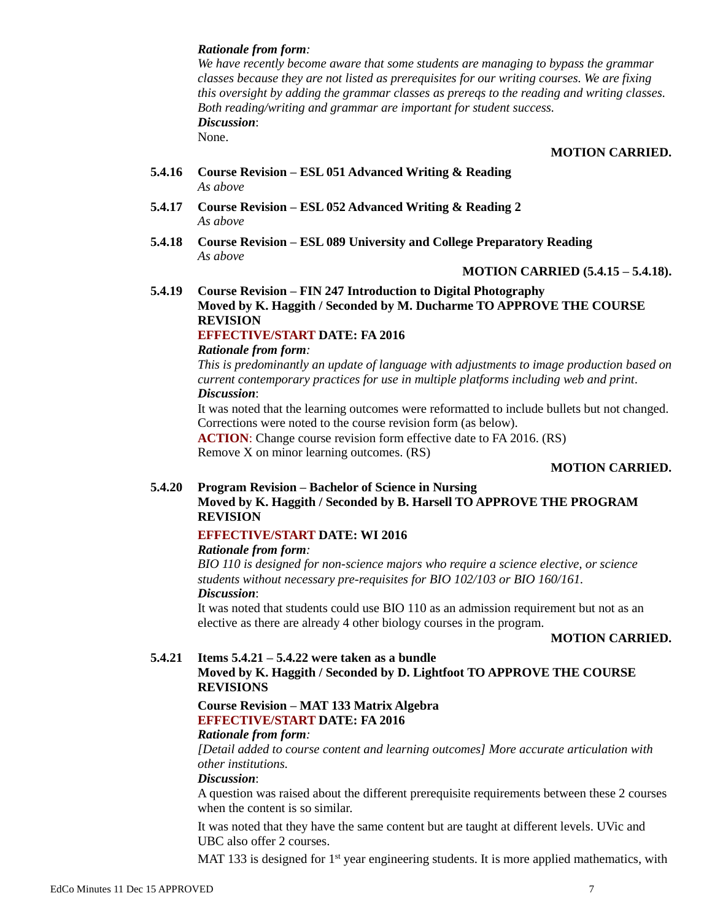*Rationale from form:*
*We have recently become aware that some students are managing to bypass the grammar classes because they are not listed as prerequisites for our writing courses. We are fixing this oversight by adding the grammar classes as prereqs to the reading and writing classes. Both reading/writing and grammar are important for student success.*
***Discussion***:
None.

**MOTION CARRIED.**

**5.4.16 Course Revision – ESL 051 Advanced Writing & Reading**
*As above*

**5.4.17 Course Revision – ESL 052 Advanced Writing & Reading 2**
*As above*

**5.4.18 Course Revision – ESL 089 University and College Preparatory Reading**
*As above*

**MOTION CARRIED (5.4.15 – 5.4.18).**

**5.4.19 Course Revision – FIN 247 Introduction to Digital Photography**
**Moved by K. Haggith / Seconded by M. Ducharme TO APPROVE THE COURSE REVISION**
**EFFECTIVE/START DATE: FA 2016**
***Rationale from form:***
*This is predominantly an update of language with adjustments to image production based on current contemporary practices for use in multiple platforms including web and print.*
***Discussion***:
It was noted that the learning outcomes were reformatted to include bullets but not changed. Corrections were noted to the course revision form (as below).
**ACTION**: Change course revision form effective date to FA 2016. (RS)
Remove X on minor learning outcomes. (RS)

**MOTION CARRIED.**

**5.4.20 Program Revision – Bachelor of Science in Nursing**
**Moved by K. Haggith / Seconded by B. Harsell TO APPROVE THE PROGRAM REVISION**
**EFFECTIVE/START DATE: WI 2016**
***Rationale from form:***
*BIO 110 is designed for non-science majors who require a science elective, or science students without necessary pre-requisites for BIO 102/103 or BIO 160/161.*
***Discussion***:
It was noted that students could use BIO 110 as an admission requirement but not as an elective as there are already 4 other biology courses in the program.

**MOTION CARRIED.**

**5.4.21 Items 5.4.21 – 5.4.22 were taken as a bundle**
**Moved by K. Haggith / Seconded by D. Lightfoot TO APPROVE THE COURSE REVISIONS**

**Course Revision – MAT 133 Matrix Algebra**
**EFFECTIVE/START DATE: FA 2016**
***Rationale from form:***
*[Detail added to course content and learning outcomes] More accurate articulation with other institutions.*
***Discussion***:
A question was raised about the different prerequisite requirements between these 2 courses when the content is so similar.

It was noted that they have the same content but are taught at different levels. UVic and UBC also offer 2 courses.

MAT 133 is designed for 1st year engineering students. It is more applied mathematics, with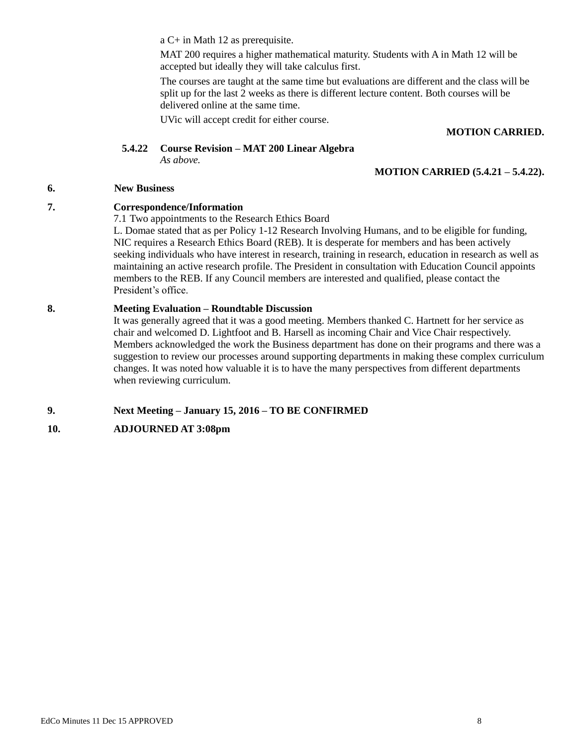a C+ in Math 12 as prerequisite.

MAT 200 requires a higher mathematical maturity. Students with A in Math 12 will be accepted but ideally they will take calculus first.

The courses are taught at the same time but evaluations are different and the class will be split up for the last 2 weeks as there is different lecture content. Both courses will be delivered online at the same time.

UVic will accept credit for either course.

**MOTION CARRIED.**

**5.4.22 Course Revision – MAT 200 Linear Algebra**
*As above.*

**MOTION CARRIED (5.4.21 – 5.4.22).**

**6. New Business**

**7. Correspondence/Information**

7.1 Two appointments to the Research Ethics Board

L. Domae stated that as per Policy 1-12 Research Involving Humans, and to be eligible for funding, NIC requires a Research Ethics Board (REB). It is desperate for members and has been actively seeking individuals who have interest in research, training in research, education in research as well as maintaining an active research profile. The President in consultation with Education Council appoints members to the REB. If any Council members are interested and qualified, please contact the President's office.

**8. Meeting Evaluation – Roundtable Discussion**

It was generally agreed that it was a good meeting. Members thanked C. Hartnett for her service as chair and welcomed D. Lightfoot and B. Harsell as incoming Chair and Vice Chair respectively. Members acknowledged the work the Business department has done on their programs and there was a suggestion to review our processes around supporting departments in making these complex curriculum changes. It was noted how valuable it is to have the many perspectives from different departments when reviewing curriculum.

**9. Next Meeting – January 15, 2016 – TO BE CONFIRMED**

**10. ADJOURNED AT 3:08pm**